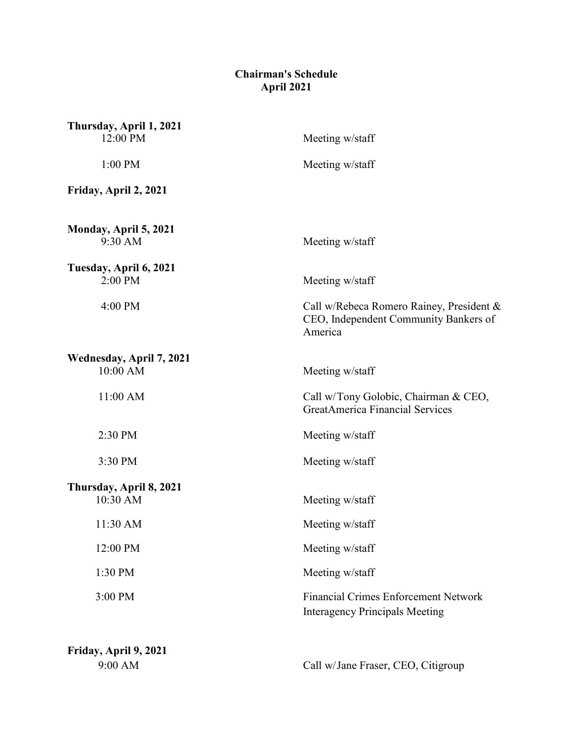# Chairman's Schedule
## April 2021

**Thursday, April 1, 2021**

| | |
|---|---|
| 12:00 PM | Meeting w/staff |
| 1:00 PM | Meeting w/staff |

**Friday, April 2, 2021**

**Monday, April 5, 2021**

| | |
|---|---|
| 9:30 AM | Meeting w/staff |

**Tuesday, April 6, 2021**

| | |
|---|---|
| 2:00 PM | Meeting w/staff |
| 4:00 PM | Call w/Rebeca Romero Rainey, President & CEO, Independent Community Bankers of America |

**Wednesday, April 7, 2021**

| | |
|---|---|
| 10:00 AM | Meeting w/staff |
| 11:00 AM | Call w/Tony Golobic, Chairman & CEO, GreatAmerica Financial Services |
| 2:30 PM | Meeting w/staff |
| 3:30 PM | Meeting w/staff |

**Thursday, April 8, 2021**

| | |
|---|---|
| 10:30 AM | Meeting w/staff |
| 11:30 AM | Meeting w/staff |
| 12:00 PM | Meeting w/staff |
| 1:30 PM | Meeting w/staff |
| 3:00 PM | Financial Crimes Enforcement Network Interagency Principals Meeting |

**Friday, April 9, 2021**

| | |
|---|---|
| 9:00 AM | Call w/Jane Fraser, CEO, Citigroup |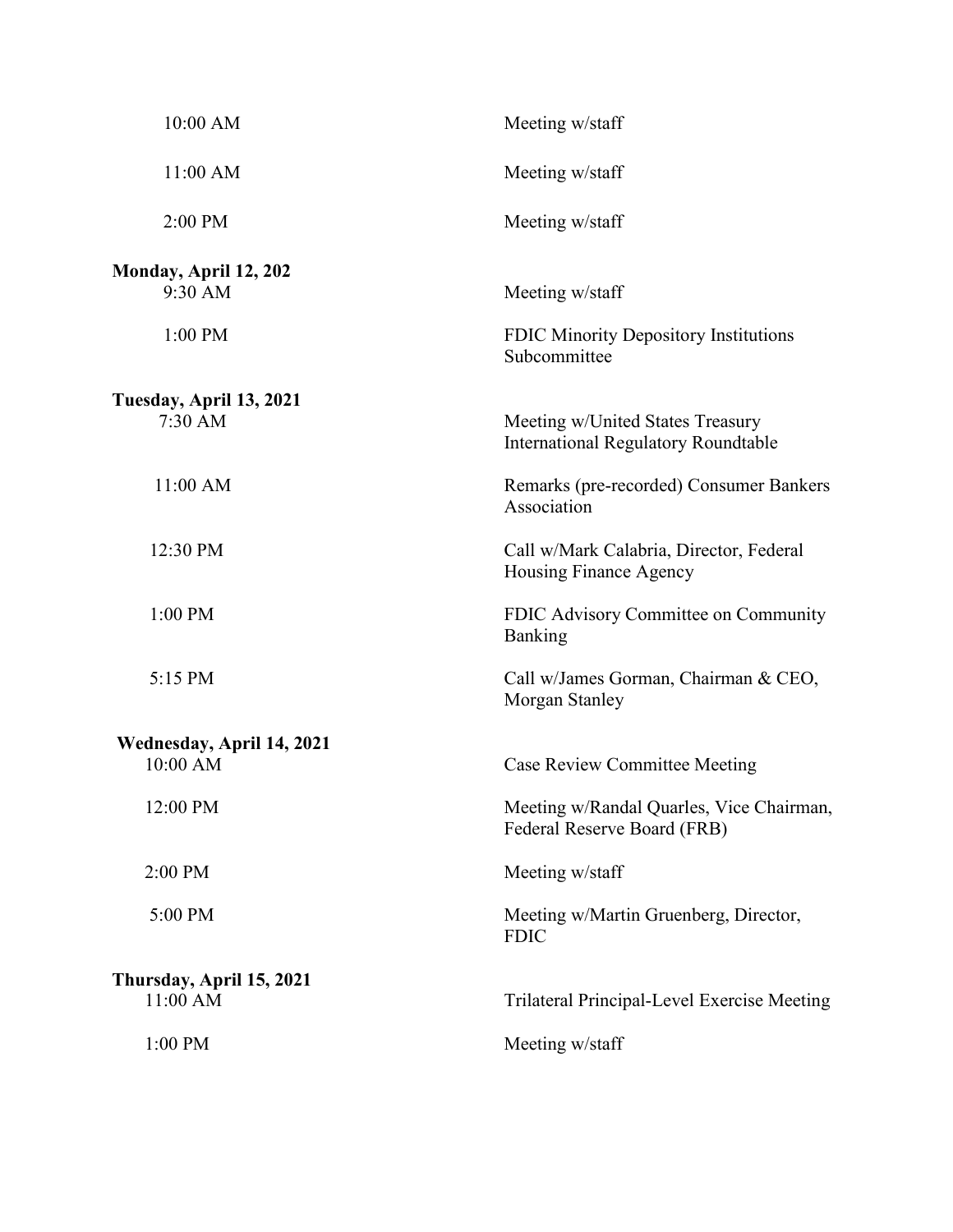| | |
|---|---|
| 10:00 AM | Meeting w/staff |
| 11:00 AM | Meeting w/staff |
| 2:00 PM | Meeting w/staff |

**Monday, April 12, 202**

| | |
|---|---|
| 9:30 AM | Meeting w/staff |
| 1:00 PM | FDIC Minority Depository Institutions Subcommittee |

**Tuesday, April 13, 2021**

| | |
|---|---|
| 7:30 AM | Meeting w/United States Treasury International Regulatory Roundtable |
| 11:00 AM | Remarks (pre-recorded) Consumer Bankers Association |
| 12:30 PM | Call w/Mark Calabria, Director, Federal Housing Finance Agency |
| 1:00 PM | FDIC Advisory Committee on Community Banking |
| 5:15 PM | Call w/James Gorman, Chairman & CEO, Morgan Stanley |

**Wednesday, April 14, 2021**

| | |
|---|---|
| 10:00 AM | Case Review Committee Meeting |
| 12:00 PM | Meeting w/Randal Quarles, Vice Chairman, Federal Reserve Board (FRB) |
| 2:00 PM | Meeting w/staff |
| 5:00 PM | Meeting w/Martin Gruenberg, Director, FDIC |

**Thursday, April 15, 2021**

| | |
|---|---|
| 11:00 AM | Trilateral Principal-Level Exercise Meeting |
| 1:00 PM | Meeting w/staff |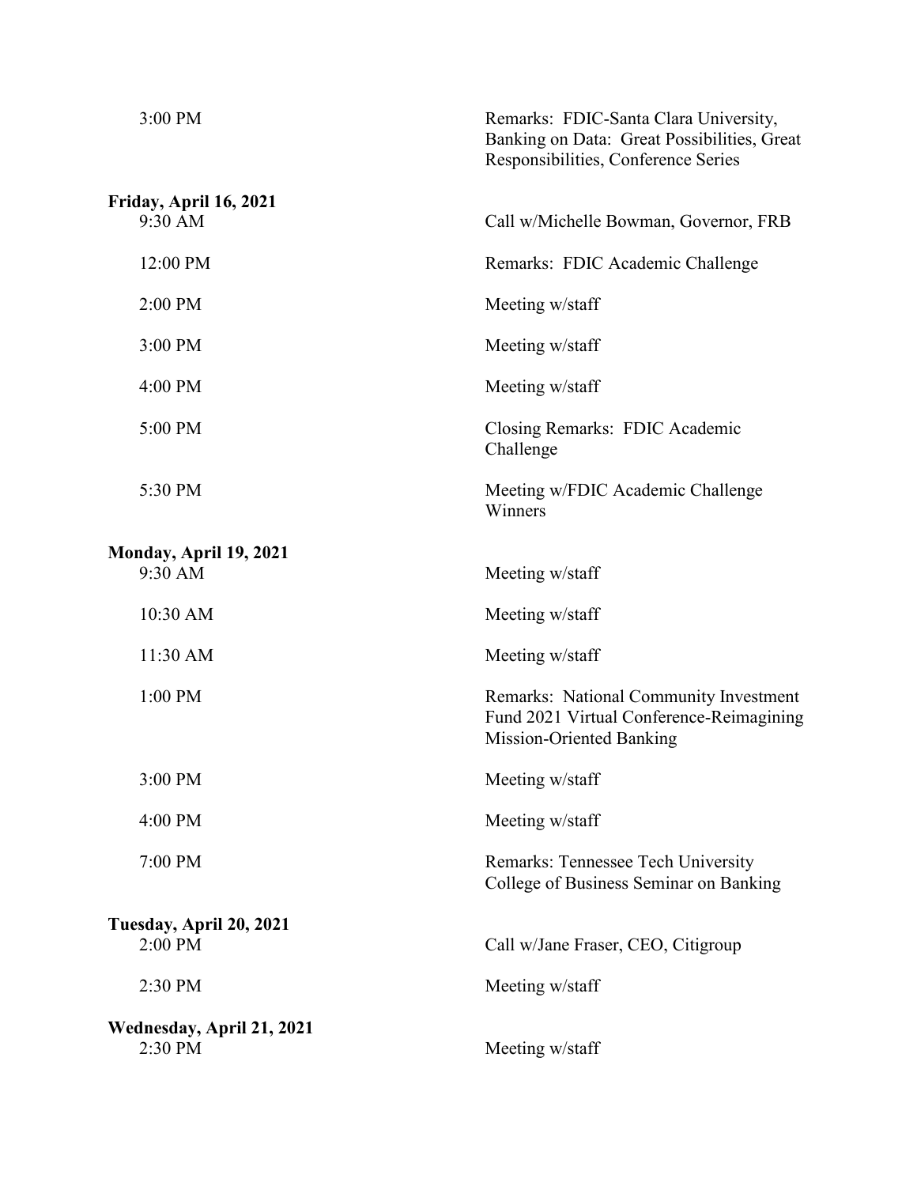| | |
|---|---|
| 3:00 PM | Remarks: FDIC-Santa Clara University, Banking on Data: Great Possibilities, Great Responsibilities, Conference Series |

**Friday, April 16, 2021**

| | |
|---|---|
| 9:30 AM | Call w/Michelle Bowman, Governor, FRB |
| 12:00 PM | Remarks: FDIC Academic Challenge |
| 2:00 PM | Meeting w/staff |
| 3:00 PM | Meeting w/staff |
| 4:00 PM | Meeting w/staff |
| 5:00 PM | Closing Remarks: FDIC Academic Challenge |
| 5:30 PM | Meeting w/FDIC Academic Challenge Winners |

**Monday, April 19, 2021**

| | |
|---|---|
| 9:30 AM | Meeting w/staff |
| 10:30 AM | Meeting w/staff |
| 11:30 AM | Meeting w/staff |
| 1:00 PM | Remarks: National Community Investment Fund 2021 Virtual Conference-Reimagining Mission-Oriented Banking |
| 3:00 PM | Meeting w/staff |
| 4:00 PM | Meeting w/staff |
| 7:00 PM | Remarks: Tennessee Tech University College of Business Seminar on Banking |

**Tuesday, April 20, 2021**

| | |
|---|---|
| 2:00 PM | Call w/Jane Fraser, CEO, Citigroup |
| 2:30 PM | Meeting w/staff |

**Wednesday, April 21, 2021**

| | |
|---|---|
| 2:30 PM | Meeting w/staff |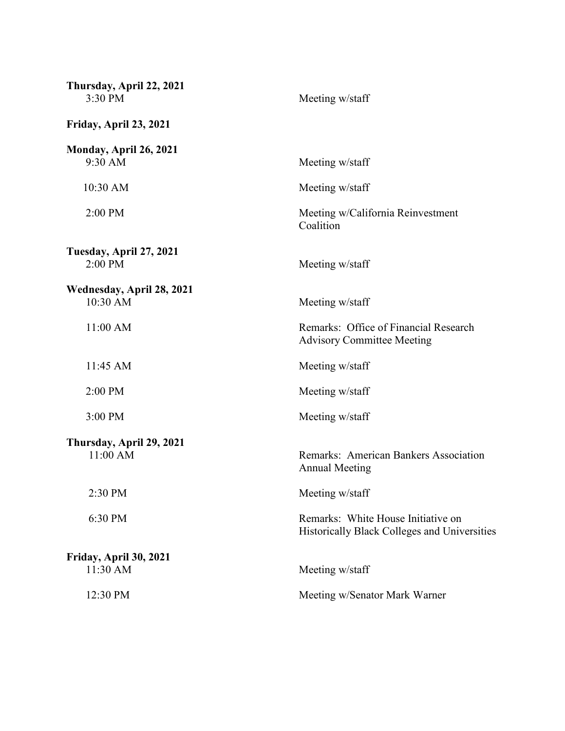**Thursday, April 22, 2021**

| | |
|---|---|
| 3:30 PM | Meeting w/staff |

**Friday, April 23, 2021**

**Monday, April 26, 2021**

| | |
|---|---|
| 9:30 AM | Meeting w/staff |
| 10:30 AM | Meeting w/staff |
| 2:00 PM | Meeting w/California Reinvestment Coalition |

**Tuesday, April 27, 2021**

| | |
|---|---|
| 2:00 PM | Meeting w/staff |

**Wednesday, April 28, 2021**

| | |
|---|---|
| 10:30 AM | Meeting w/staff |
| 11:00 AM | Remarks: Office of Financial Research Advisory Committee Meeting |
| 11:45 AM | Meeting w/staff |
| 2:00 PM | Meeting w/staff |
| 3:00 PM | Meeting w/staff |

**Thursday, April 29, 2021**

| | |
|---|---|
| 11:00 AM | Remarks: American Bankers Association Annual Meeting |
| 2:30 PM | Meeting w/staff |
| 6:30 PM | Remarks: White House Initiative on Historically Black Colleges and Universities |

**Friday, April 30, 2021**

| | |
|---|---|
| 11:30 AM | Meeting w/staff |
| 12:30 PM | Meeting w/Senator Mark Warner |